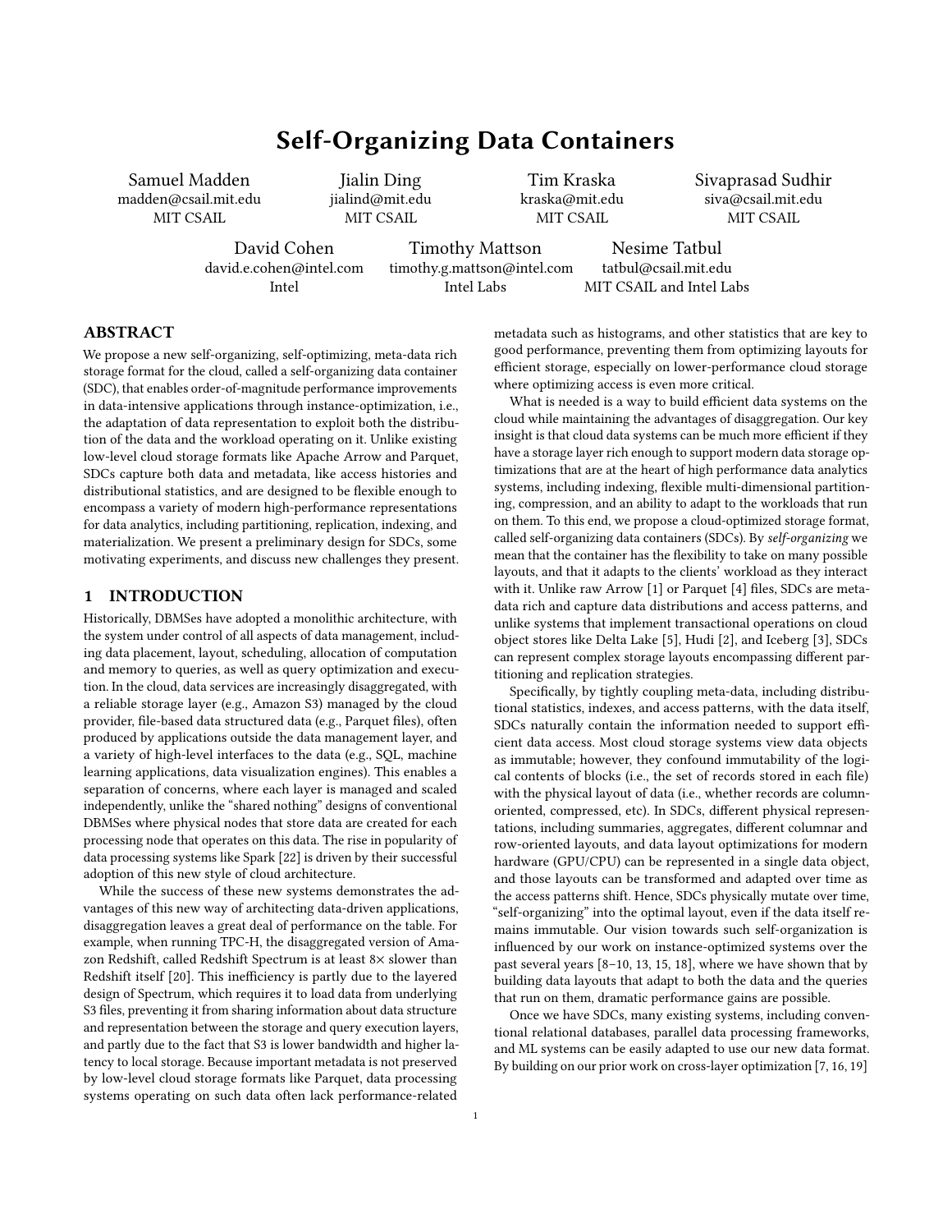# Self-Organizing Data Containers

Samuel Madden
madden@csail.mit.edu
MIT CSAIL

Jialin Ding
jialind@mit.edu
MIT CSAIL

Tim Kraska
kraska@mit.edu
MIT CSAIL

Sivaprasad Sudhir
siva@csail.mit.edu
MIT CSAIL

David Cohen
david.e.cohen@intel.com
Intel

Timothy Mattson
timothy.g.mattson@intel.com
Intel Labs

Nesime Tatbul
tatbul@csail.mit.edu
MIT CSAIL and Intel Labs

## ABSTRACT

We propose a new self-organizing, self-optimizing, meta-data rich storage format for the cloud, called a self-organizing data container (SDC), that enables order-of-magnitude performance improvements in data-intensive applications through instance-optimization, i.e., the adaptation of data representation to exploit both the distribution of the data and the workload operating on it. Unlike existing low-level cloud storage formats like Apache Arrow and Parquet, SDCs capture both data and metadata, like access histories and distributional statistics, and are designed to be flexible enough to encompass a variety of modern high-performance representations for data analytics, including partitioning, replication, indexing, and materialization. We present a preliminary design for SDCs, some motivating experiments, and discuss new challenges they present.

## 1 INTRODUCTION

Historically, DBMSes have adopted a monolithic architecture, with the system under control of all aspects of data management, including data placement, layout, scheduling, allocation of computation and memory to queries, as well as query optimization and execution. In the cloud, data services are increasingly disaggregated, with a reliable storage layer (e.g., Amazon S3) managed by the cloud provider, file-based data structured data (e.g., Parquet files), often produced by applications outside the data management layer, and a variety of high-level interfaces to the data (e.g., SQL, machine learning applications, data visualization engines). This enables a separation of concerns, where each layer is managed and scaled independently, unlike the "shared nothing" designs of conventional DBMSes where physical nodes that store data are created for each processing node that operates on this data. The rise in popularity of data processing systems like Spark [22] is driven by their successful adoption of this new style of cloud architecture.

While the success of these new systems demonstrates the advantages of this new way of architecting data-driven applications, disaggregation leaves a great deal of performance on the table. For example, when running TPC-H, the disaggregated version of Amazon Redshift, called Redshift Spectrum is at least 8× slower than Redshift itself [20]. This inefficiency is partly due to the layered design of Spectrum, which requires it to load data from underlying S3 files, preventing it from sharing information about data structure and representation between the storage and query execution layers, and partly due to the fact that S3 is lower bandwidth and higher latency to local storage. Because important metadata is not preserved by low-level cloud storage formats like Parquet, data processing systems operating on such data often lack performance-related metadata such as histograms, and other statistics that are key to good performance, preventing them from optimizing layouts for efficient storage, especially on lower-performance cloud storage where optimizing access is even more critical.

What is needed is a way to build efficient data systems on the cloud while maintaining the advantages of disaggregation. Our key insight is that cloud data systems can be much more efficient if they have a storage layer rich enough to support modern data storage optimizations that are at the heart of high performance data analytics systems, including indexing, flexible multi-dimensional partitioning, compression, and an ability to adapt to the workloads that run on them. To this end, we propose a cloud-optimized storage format, called self-organizing data containers (SDCs). By *self-organizing* we mean that the container has the flexibility to take on many possible layouts, and that it adapts to the clients' workload as they interact with it. Unlike raw Arrow [1] or Parquet [4] files, SDCs are metadata rich and capture data distributions and access patterns, and unlike systems that implement transactional operations on cloud object stores like Delta Lake [5], Hudi [2], and Iceberg [3], SDCs can represent complex storage layouts encompassing different partitioning and replication strategies.

Specifically, by tightly coupling meta-data, including distributional statistics, indexes, and access patterns, with the data itself, SDCs naturally contain the information needed to support efficient data access. Most cloud storage systems view data objects as immutable; however, they confound immutability of the logical contents of blocks (i.e., the set of records stored in each file) with the physical layout of data (i.e., whether records are column-oriented, compressed, etc). In SDCs, different physical representations, including summaries, aggregates, different columnar and row-oriented layouts, and data layout optimizations for modern hardware (GPU/CPU) can be represented in a single data object, and those layouts can be transformed and adapted over time as the access patterns shift. Hence, SDCs physically mutate over time, "self-organizing" into the optimal layout, even if the data itself remains immutable. Our vision towards such self-organization is influenced by our work on instance-optimized systems over the past several years [8–10, 13, 15, 18], where we have shown that by building data layouts that adapt to both the data and the queries that run on them, dramatic performance gains are possible.

Once we have SDCs, many existing systems, including conventional relational databases, parallel data processing frameworks, and ML systems can be easily adapted to use our new data format. By building on our prior work on cross-layer optimization [7, 16, 19]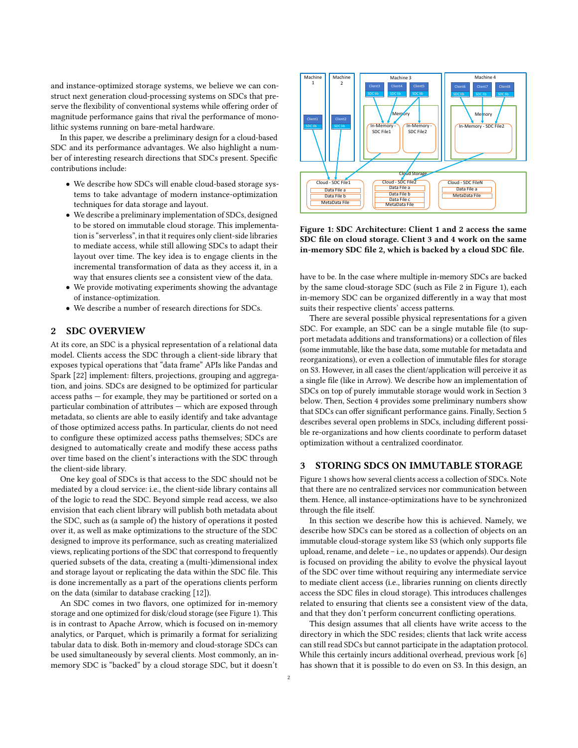and instance-optimized storage systems, we believe we can construct next generation cloud-processing systems on SDCs that preserve the flexibility of conventional systems while offering order of magnitude performance gains that rival the performance of monolithic systems running on bare-metal hardware.

In this paper, we describe a preliminary design for a cloud-based SDC and its performance advantages. We also highlight a number of interesting research directions that SDCs present. Specific contributions include:

- We describe how SDCs will enable cloud-based storage systems to take advantage of modern instance-optimization techniques for data storage and layout.
- We describe a preliminary implementation of SDCs, designed to be stored on immutable cloud storage. This implementation is "serverless", in that it requires only client-side libraries to mediate access, while still allowing SDCs to adapt their layout over time. The key idea is to engage clients in the incremental transformation of data as they access it, in a way that ensures clients see a consistent view of the data.
- We provide motivating experiments showing the advantage of instance-optimization.
- We describe a number of research directions for SDCs.

## 2 SDC OVERVIEW

At its core, an SDC is a physical representation of a relational data model. Clients access the SDC through a client-side library that exposes typical operations that "data frame" APIs like Pandas and Spark [22] implement: filters, projections, grouping and aggregation, and joins. SDCs are designed to be optimized for particular access paths — for example, they may be partitioned or sorted on a particular combination of attributes — which are exposed through metadata, so clients are able to easily identify and take advantage of those optimized access paths. In particular, clients do not need to configure these optimized access paths themselves; SDCs are designed to automatically create and modify these access paths over time based on the client's interactions with the SDC through the client-side library.

One key goal of SDCs is that access to the SDC should not be mediated by a cloud service: i.e., the client-side library contains all of the logic to read the SDC. Beyond simple read access, we also envision that each client library will publish both metadata about the SDC, such as (a sample of) the history of operations it posted over it, as well as make optimizations to the structure of the SDC designed to improve its performance, such as creating materialized views, replicating portions of the SDC that correspond to frequently queried subsets of the data, creating a (multi-)dimensional index and storage layout or replicating the data within the SDC file. This is done incrementally as a part of the operations clients perform on the data (similar to database cracking [12]).

An SDC comes in two flavors, one optimized for in-memory storage and one optimized for disk/cloud storage (see Figure 1). This is in contrast to Apache Arrow, which is focused on in-memory analytics, or Parquet, which is primarily a format for serializing tabular data to disk. Both in-memory and cloud-storage SDCs can be used simultaneously by several clients. Most commonly, an in-memory SDC is "backed" by a cloud storage SDC, but it doesn't have to be. In the case where multiple in-memory SDCs are backed by the same cloud-storage SDC (such as File 2 in Figure 1), each in-memory SDC can be organized differently in a way that most suits their respective clients' access patterns.

**Figure 1: SDC Architecture: Client 1 and 2 access the same SDC file on cloud storage. Client 3 and 4 work on the same in-memory SDC file 2, which is backed by a cloud SDC file.**

There are several possible physical representations for a given SDC. For example, an SDC can be a single mutable file (to support metadata additions and transformations) or a collection of files (some immutable, like the base data, some mutable for metadata and reorganizations), or even a collection of immutable files for storage on S3. However, in all cases the client/application will perceive it as a single file (like in Arrow). We describe how an implementation of SDCs on top of purely immutable storage would work in Section 3 below. Then, Section 4 provides some preliminary numbers show that SDCs can offer significant performance gains. Finally, Section 5 describes several open problems in SDCs, including different possible re-organizations and how clients coordinate to perform dataset optimization without a centralized coordinator.

## 3 STORING SDCS ON IMMUTABLE STORAGE

Figure 1 shows how several clients access a collection of SDCs. Note that there are no centralized services nor communication between them. Hence, all instance-optimizations have to be synchronized through the file itself.

In this section we describe how this is achieved. Namely, we describe how SDCs can be stored as a collection of objects on an immutable cloud-storage system like S3 (which only supports file upload, rename, and delete – i.e., no updates or appends). Our design is focused on providing the ability to evolve the physical layout of the SDC over time without requiring any intermediate service to mediate client access (i.e., libraries running on clients directly access the SDC files in cloud storage). This introduces challenges related to ensuring that clients see a consistent view of the data, and that they don't perform concurrent conflicting operations.

This design assumes that all clients have write access to the directory in which the SDC resides; clients that lack write access can still read SDCs but cannot participate in the adaptation protocol. While this certainly incurs additional overhead, previous work [6] has shown that it is possible to do even on S3. In this design, an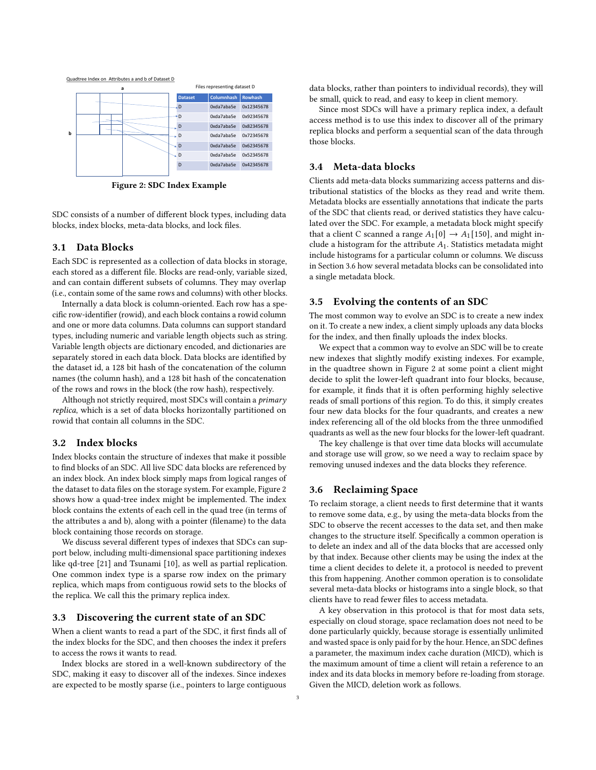Quadtree Index on Attributes a and b of Dataset D

Files representing dataset D

| Dataset | Columnhash | Rowhash |
|---|---|---|
| D | 0xda7aba5e | 0x12345678 |
| D | 0xda7aba5e | 0x92345678 |
| D | 0xda7aba5e | 0x82345678 |
| D | 0xda7aba5e | 0x72345678 |
| D | 0xda7aba5e | 0x62345678 |
| D | 0xda7aba5e | 0x52345678 |
| D | 0xda7aba5e | 0x42345678 |

**Figure 2: SDC Index Example**

SDC consists of a number of different block types, including data blocks, index blocks, meta-data blocks, and lock files.

### 3.1 Data Blocks

Each SDC is represented as a collection of data blocks in storage, each stored as a different file. Blocks are read-only, variable sized, and can contain different subsets of columns. They may overlap (i.e., contain some of the same rows and columns) with other blocks.

Internally a data block is column-oriented. Each row has a specific row-identifier (rowid), and each block contains a rowid column and one or more data columns. Data columns can support standard types, including numeric and variable length objects such as string. Variable length objects are dictionary encoded, and dictionaries are separately stored in each data block. Data blocks are identified by the dataset id, a 128 bit hash of the concatenation of the column names (the column hash), and a 128 bit hash of the concatenation of the rows and rows in the block (the row hash), respectively.

Although not strictly required, most SDCs will contain a *primary replica*, which is a set of data blocks horizontally partitioned on rowid that contain all columns in the SDC.

### 3.2 Index blocks

Index blocks contain the structure of indexes that make it possible to find blocks of an SDC. All live SDC data blocks are referenced by an index block. An index block simply maps from logical ranges of the dataset to data files on the storage system. For example, Figure 2 shows how a quad-tree index might be implemented. The index block contains the extents of each cell in the quad tree (in terms of the attributes a and b), along with a pointer (filename) to the data block containing those records on storage.

We discuss several different types of indexes that SDCs can support below, including multi-dimensional space partitioning indexes like qd-tree [21] and Tsunami [10], as well as partial replication. One common index type is a sparse row index on the primary replica, which maps from contiguous rowid sets to the blocks of the replica. We call this the primary replica index.

### 3.3 Discovering the current state of an SDC

When a client wants to read a part of the SDC, it first finds all of the index blocks for the SDC, and then chooses the index it prefers to access the rows it wants to read.

Index blocks are stored in a well-known subdirectory of the SDC, making it easy to discover all of the indexes. Since indexes are expected to be mostly sparse (i.e., pointers to large contiguous data blocks, rather than pointers to individual records), they will be small, quick to read, and easy to keep in client memory.

Since most SDCs will have a primary replica index, a default access method is to use this index to discover all of the primary replica blocks and perform a sequential scan of the data through those blocks.

### 3.4 Meta-data blocks

Clients add meta-data blocks summarizing access patterns and distributional statistics of the blocks as they read and write them. Metadata blocks are essentially annotations that indicate the parts of the SDC that clients read, or derived statistics they have calculated over the SDC. For example, a metadata block might specify that a client C scanned a range $A_1[0] \rightarrow A_1[150]$, and might include a histogram for the attribute $A_1$. Statistics metadata might include histograms for a particular column or columns. We discuss in Section 3.6 how several metadata blocks can be consolidated into a single metadata block.

### 3.5 Evolving the contents of an SDC

The most common way to evolve an SDC is to create a new index on it. To create a new index, a client simply uploads any data blocks for the index, and then finally uploads the index blocks.

We expect that a common way to evolve an SDC will be to create new indexes that slightly modify existing indexes. For example, in the quadtree shown in Figure 2 at some point a client might decide to split the lower-left quadrant into four blocks, because, for example, it finds that it is often performing highly selective reads of small portions of this region. To do this, it simply creates four new data blocks for the four quadrants, and creates a new index referencing all of the old blocks from the three unmodified quadrants as well as the new four blocks for the lower-left quadrant.

The key challenge is that over time data blocks will accumulate and storage use will grow, so we need a way to reclaim space by removing unused indexes and the data blocks they reference.

### 3.6 Reclaiming Space

To reclaim storage, a client needs to first determine that it wants to remove some data, e.g., by using the meta-data blocks from the SDC to observe the recent accesses to the data set, and then make changes to the structure itself. Specifically a common operation is to delete an index and all of the data blocks that are accessed only by that index. Because other clients may be using the index at the time a client decides to delete it, a protocol is needed to prevent this from happening. Another common operation is to consolidate several meta-data blocks or histograms into a single block, so that clients have to read fewer files to access metadata.

A key observation in this protocol is that for most data sets, especially on cloud storage, space reclamation does not need to be done particularly quickly, because storage is essentially unlimited and wasted space is only paid for by the hour. Hence, an SDC defines a parameter, the maximum index cache duration (MICD), which is the maximum amount of time a client will retain a reference to an index and its data blocks in memory before re-loading from storage. Given the MICD, deletion work as follows.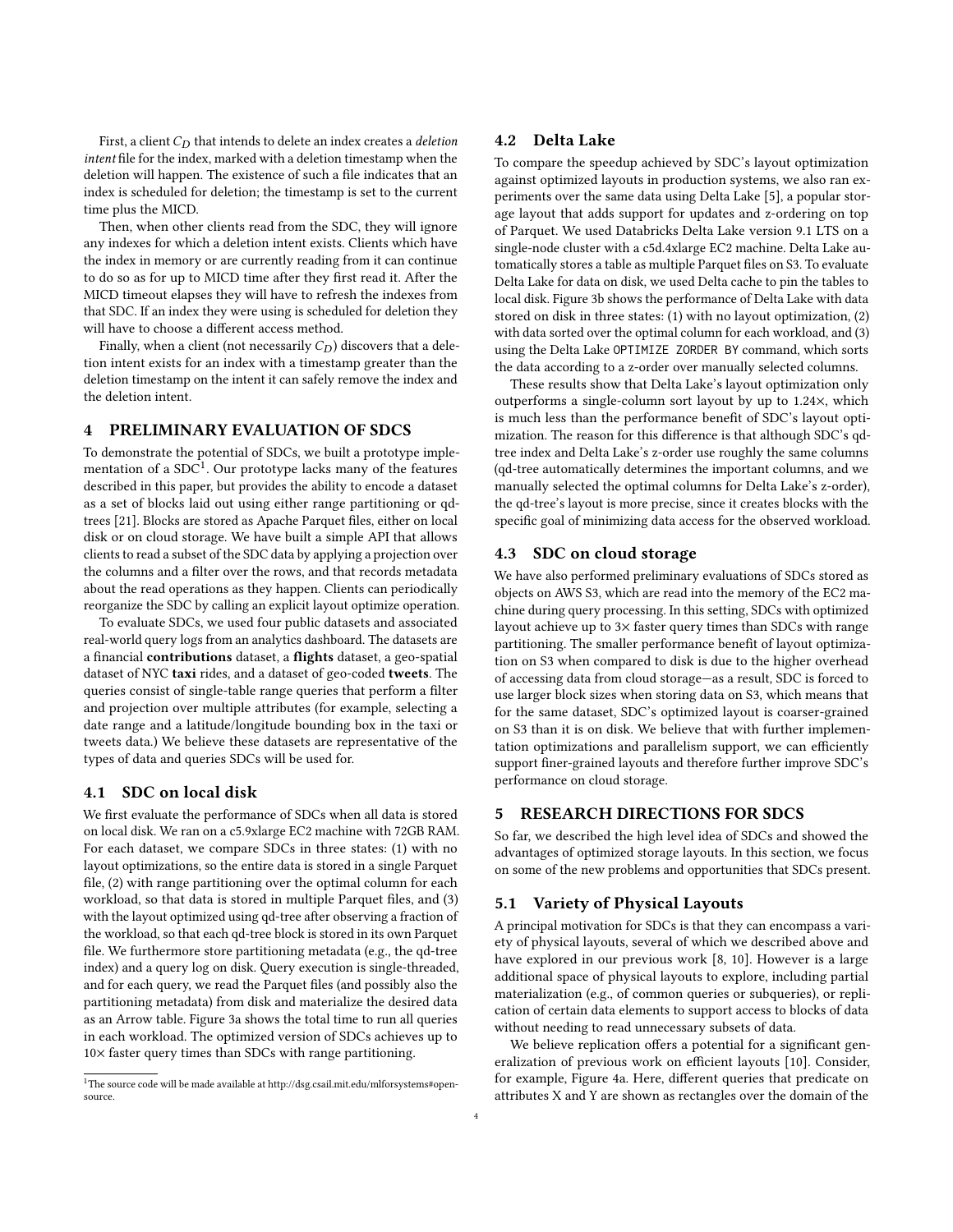First, a client $C_D$ that intends to delete an index creates a *deletion intent* file for the index, marked with a deletion timestamp when the deletion will happen. The existence of such a file indicates that an index is scheduled for deletion; the timestamp is set to the current time plus the MICD.

Then, when other clients read from the SDC, they will ignore any indexes for which a deletion intent exists. Clients which have the index in memory or are currently reading from it can continue to do so as for up to MICD time after they first read it. After the MICD timeout elapses they will have to refresh the indexes from that SDC. If an index they were using is scheduled for deletion they will have to choose a different access method.

Finally, when a client (not necessarily $C_D$) discovers that a deletion intent exists for an index with a timestamp greater than the deletion timestamp on the intent it can safely remove the index and the deletion intent.

## 4 PRELIMINARY EVALUATION OF SDCS

To demonstrate the potential of SDCs, we built a prototype implementation of a SDC[1]. Our prototype lacks many of the features described in this paper, but provides the ability to encode a dataset as a set of blocks laid out using either range partitioning or qd-trees [21]. Blocks are stored as Apache Parquet files, either on local disk or on cloud storage. We have built a simple API that allows clients to read a subset of the SDC data by applying a projection over the columns and a filter over the rows, and that records metadata about the read operations as they happen. Clients can periodically reorganize the SDC by calling an explicit layout optimize operation.

To evaluate SDCs, we used four public datasets and associated real-world query logs from an analytics dashboard. The datasets are a financial **contributions** dataset, a **flights** dataset, a geo-spatial dataset of NYC **taxi** rides, and a dataset of geo-coded **tweets**. The queries consist of single-table range queries that perform a filter and projection over multiple attributes (for example, selecting a date range and a latitude/longitude bounding box in the taxi or tweets data.) We believe these datasets are representative of the types of data and queries SDCs will be used for.

### 4.1 SDC on local disk

We first evaluate the performance of SDCs when all data is stored on local disk. We ran on a c5.9xlarge EC2 machine with 72GB RAM. For each dataset, we compare SDCs in three states: (1) with no layout optimizations, so the entire data is stored in a single Parquet file, (2) with range partitioning over the optimal column for each workload, so that data is stored in multiple Parquet files, and (3) with the layout optimized using qd-tree after observing a fraction of the workload, so that each qd-tree block is stored in its own Parquet file. We furthermore store partitioning metadata (e.g., the qd-tree index) and a query log on disk. Query execution is single-threaded, and for each query, we read the Parquet files (and possibly also the partitioning metadata) from disk and materialize the desired data as an Arrow table. Figure 3a shows the total time to run all queries in each workload. The optimized version of SDCs achieves up to 10× faster query times than SDCs with range partitioning.

[1] The source code will be made available at http://dsg.csail.mit.edu/mlforsystems#open-source.

### 4.2 Delta Lake

To compare the speedup achieved by SDC's layout optimization against optimized layouts in production systems, we also ran experiments over the same data using Delta Lake [5], a popular storage layout that adds support for updates and z-ordering on top of Parquet. We used Databricks Delta Lake version 9.1 LTS on a single-node cluster with a c5d.4xlarge EC2 machine. Delta Lake automatically stores a table as multiple Parquet files on S3. To evaluate Delta Lake for data on disk, we used Delta cache to pin the tables to local disk. Figure 3b shows the performance of Delta Lake with data stored on disk in three states: (1) with no layout optimization, (2) with data sorted over the optimal column for each workload, and (3) using the Delta Lake `OPTIMIZE ZORDER BY` command, which sorts the data according to a z-order over manually selected columns.

These results show that Delta Lake's layout optimization only outperforms a single-column sort layout by up to 1.24×, which is much less than the performance benefit of SDC's layout optimization. The reason for this difference is that although SDC's qd-tree index and Delta Lake's z-order use roughly the same columns (qd-tree automatically determines the important columns, and we manually selected the optimal columns for Delta Lake's z-order), the qd-tree's layout is more precise, since it creates blocks with the specific goal of minimizing data access for the observed workload.

### 4.3 SDC on cloud storage

We have also performed preliminary evaluations of SDCs stored as objects on AWS S3, which are read into the memory of the EC2 machine during query processing. In this setting, SDCs with optimized layout achieve up to 3× faster query times than SDCs with range partitioning. The smaller performance benefit of layout optimization on S3 when compared to disk is due to the higher overhead of accessing data from cloud storage—as a result, SDC is forced to use larger block sizes when storing data on S3, which means that for the same dataset, SDC's optimized layout is coarser-grained on S3 than it is on disk. We believe that with further implementation optimizations and parallelism support, we can efficiently support finer-grained layouts and therefore further improve SDC's performance on cloud storage.

## 5 RESEARCH DIRECTIONS FOR SDCS

So far, we described the high level idea of SDCs and showed the advantages of optimized storage layouts. In this section, we focus on some of the new problems and opportunities that SDCs present.

### 5.1 Variety of Physical Layouts

A principal motivation for SDCs is that they can encompass a variety of physical layouts, several of which we described above and have explored in our previous work [8, 10]. However is a large additional space of physical layouts to explore, including partial materialization (e.g., of common queries or subqueries), or replication of certain data elements to support access to blocks of data without needing to read unnecessary subsets of data.

We believe replication offers a potential for a significant generalization of previous work on efficient layouts [10]. Consider, for example, Figure 4a. Here, different queries that predicate on attributes X and Y are shown as rectangles over the domain of the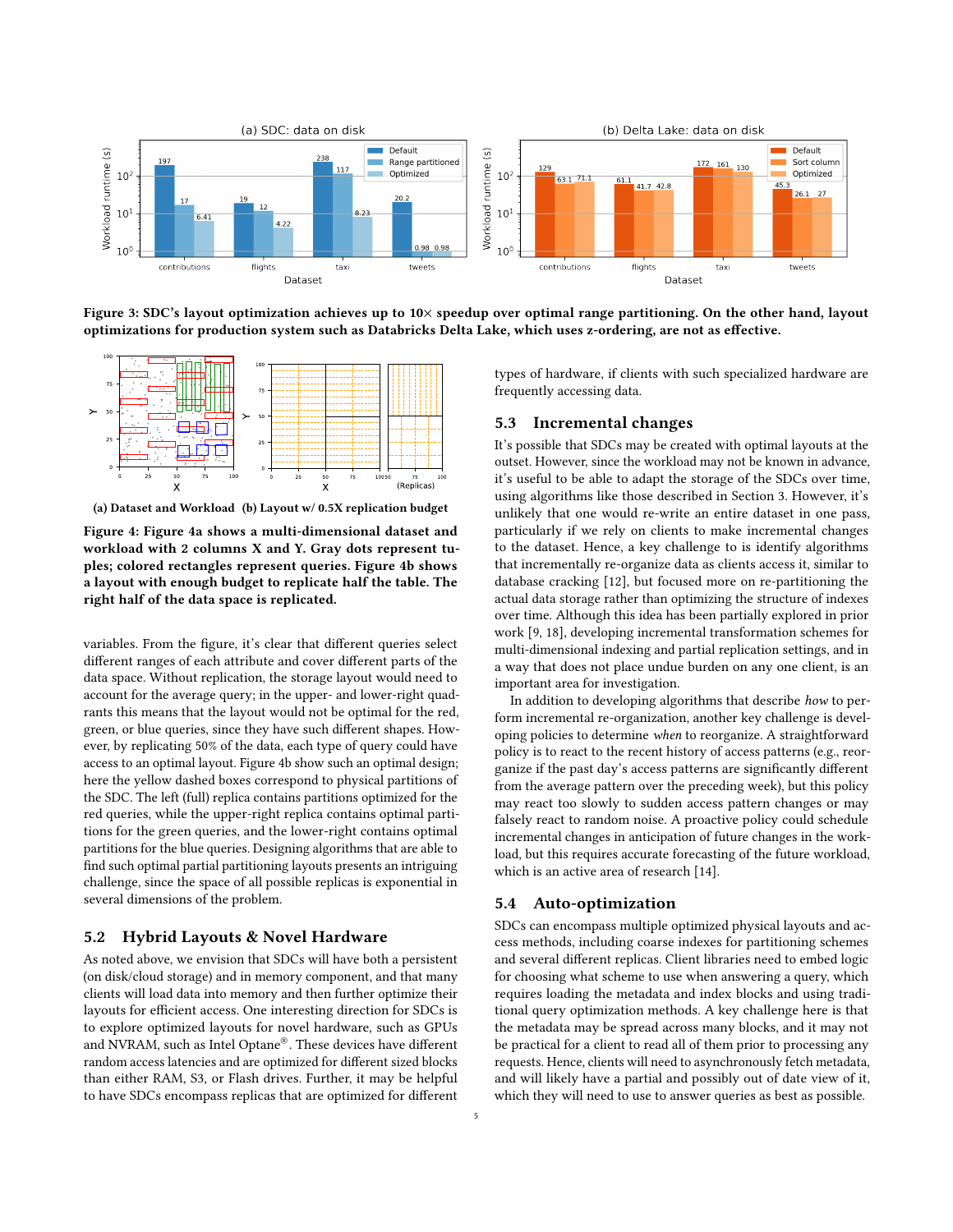Figure 3: SDC's layout optimization achieves up to 10× speedup over optimal range partitioning. On the other hand, layout optimizations for production system such as Databricks Delta Lake, which uses z-ordering, are not as effective.

(a) Dataset and Workload (b) Layout w/ 0.5X replication budget

Figure 4: Figure 4a shows a multi-dimensional dataset and workload with 2 columns X and Y. Gray dots represent tuples; colored rectangles represent queries. Figure 4b shows a layout with enough budget to replicate half the table. The right half of the data space is replicated.

variables. From the figure, it's clear that different queries select different ranges of each attribute and cover different parts of the data space. Without replication, the storage layout would need to account for the average query; in the upper- and lower-right quadrants this means that the layout would not be optimal for the red, green, or blue queries, since they have such different shapes. However, by replicating 50% of the data, each type of query could have access to an optimal layout. Figure 4b show such an optimal design; here the yellow dashed boxes correspond to physical partitions of the SDC. The left (full) replica contains partitions optimized for the red queries, while the upper-right replica contains optimal partitions for the green queries, and the lower-right contains optimal partitions for the blue queries. Designing algorithms that are able to find such optimal partial partitioning layouts presents an intriguing challenge, since the space of all possible replicas is exponential in several dimensions of the problem.

## 5.2 Hybrid Layouts & Novel Hardware

As noted above, we envision that SDCs will have both a persistent (on disk/cloud storage) and in memory component, and that many clients will load data into memory and then further optimize their layouts for efficient access. One interesting direction for SDCs is to explore optimized layouts for novel hardware, such as GPUs and NVRAM, such as Intel Optane®. These devices have different random access latencies and are optimized for different sized blocks than either RAM, S3, or Flash drives. Further, it may be helpful to have SDCs encompass replicas that are optimized for different types of hardware, if clients with such specialized hardware are frequently accessing data.

## 5.3 Incremental changes

It's possible that SDCs may be created with optimal layouts at the outset. However, since the workload may not be known in advance, it's useful to be able to adapt the storage of the SDCs over time, using algorithms like those described in Section 3. However, it's unlikely that one would re-write an entire dataset in one pass, particularly if we rely on clients to make incremental changes to the dataset. Hence, a key challenge to is identify algorithms that incrementally re-organize data as clients access it, similar to database cracking [12], but focused more on re-partitioning the actual data storage rather than optimizing the structure of indexes over time. Although this idea has been partially explored in prior work [9, 18], developing incremental transformation schemes for multi-dimensional indexing and partial replication settings, and in a way that does not place undue burden on any one client, is an important area for investigation.

In addition to developing algorithms that describe *how* to perform incremental re-organization, another key challenge is developing policies to determine *when* to reorganize. A straightforward policy is to react to the recent history of access patterns (e.g., reorganize if the past day's access patterns are significantly different from the average pattern over the preceding week), but this policy may react too slowly to sudden access pattern changes or may falsely react to random noise. A proactive policy could schedule incremental changes in anticipation of future changes in the workload, but this requires accurate forecasting of the future workload, which is an active area of research [14].

## 5.4 Auto-optimization

SDCs can encompass multiple optimized physical layouts and access methods, including coarse indexes for partitioning schemes and several different replicas. Client libraries need to embed logic for choosing what scheme to use when answering a query, which requires loading the metadata and index blocks and using traditional query optimization methods. A key challenge here is that the metadata may be spread across many blocks, and it may not be practical for a client to read all of them prior to processing any requests. Hence, clients will need to asynchronously fetch metadata, and will likely have a partial and possibly out of date view of it, which they will need to use to answer queries as best as possible.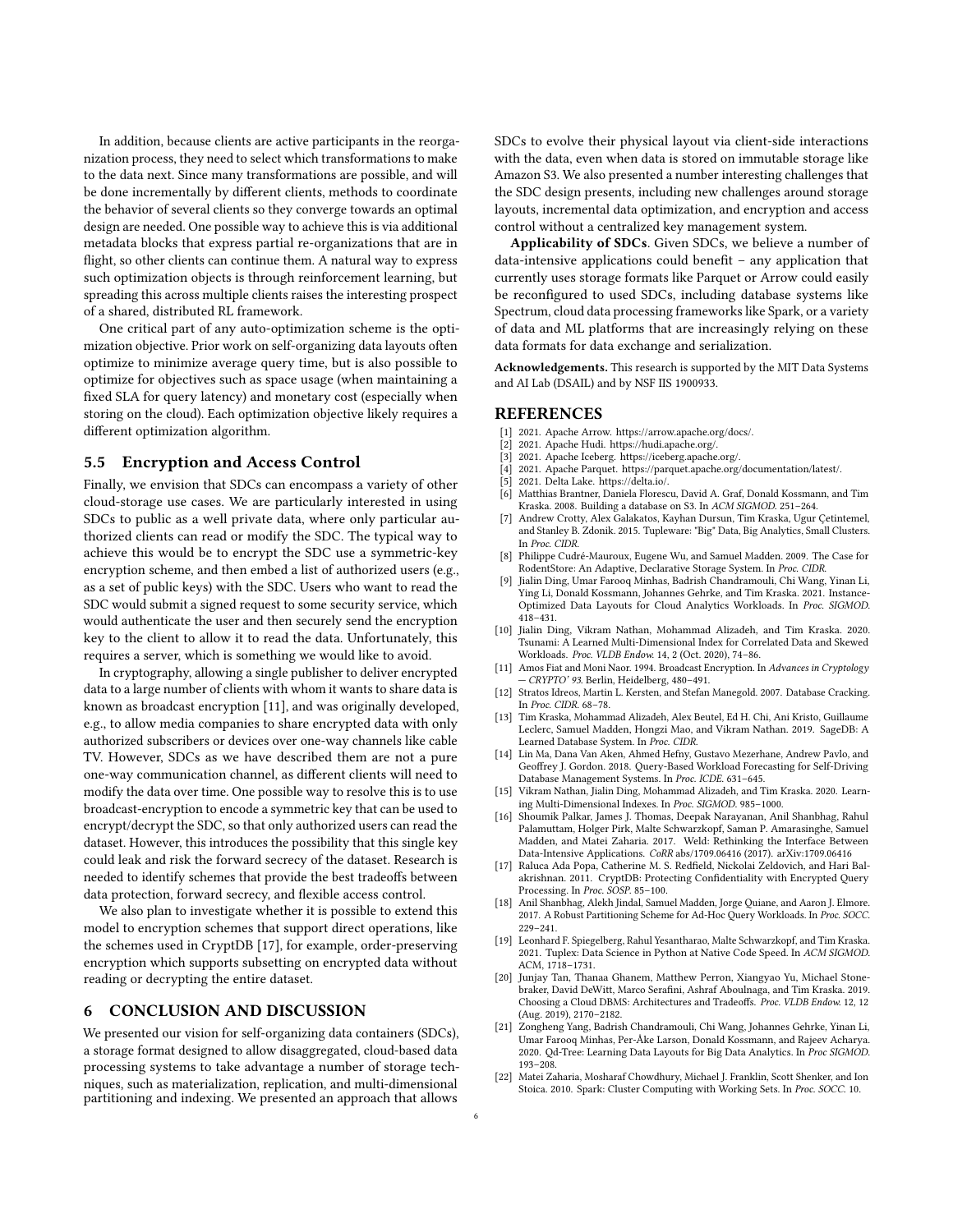In addition, because clients are active participants in the reorganization process, they need to select which transformations to make to the data next. Since many transformations are possible, and will be done incrementally by different clients, methods to coordinate the behavior of several clients so they converge towards an optimal design are needed. One possible way to achieve this is via additional metadata blocks that express partial re-organizations that are in flight, so other clients can continue them. A natural way to express such optimization objects is through reinforcement learning, but spreading this across multiple clients raises the interesting prospect of a shared, distributed RL framework.

One critical part of any auto-optimization scheme is the optimization objective. Prior work on self-organizing data layouts often optimize to minimize average query time, but is also possible to optimize for objectives such as space usage (when maintaining a fixed SLA for query latency) and monetary cost (especially when storing on the cloud). Each optimization objective likely requires a different optimization algorithm.

### 5.5 Encryption and Access Control

Finally, we envision that SDCs can encompass a variety of other cloud-storage use cases. We are particularly interested in using SDCs to public as a well private data, where only particular authorized clients can read or modify the SDC. The typical way to achieve this would be to encrypt the SDC use a symmetric-key encryption scheme, and then embed a list of authorized users (e.g., as a set of public keys) with the SDC. Users who want to read the SDC would submit a signed request to some security service, which would authenticate the user and then securely send the encryption key to the client to allow it to read the data. Unfortunately, this requires a server, which is something we would like to avoid.

In cryptography, allowing a single publisher to deliver encrypted data to a large number of clients with whom it wants to share data is known as broadcast encryption [11], and was originally developed, e.g., to allow media companies to share encrypted data with only authorized subscribers or devices over one-way channels like cable TV. However, SDCs as we have described them are not a pure one-way communication channel, as different clients will need to modify the data over time. One possible way to resolve this is to use broadcast-encryption to encode a symmetric key that can be used to encrypt/decrypt the SDC, so that only authorized users can read the dataset. However, this introduces the possibility that this single key could leak and risk the forward secrecy of the dataset. Research is needed to identify schemes that provide the best tradeoffs between data protection, forward secrecy, and flexible access control.

We also plan to investigate whether it is possible to extend this model to encryption schemes that support direct operations, like the schemes used in CryptDB [17], for example, order-preserving encryption which supports subsetting on encrypted data without reading or decrypting the entire dataset.

## 6 CONCLUSION AND DISCUSSION

We presented our vision for self-organizing data containers (SDCs), a storage format designed to allow disaggregated, cloud-based data processing systems to take advantage a number of storage techniques, such as materialization, replication, and multi-dimensional partitioning and indexing. We presented an approach that allows SDCs to evolve their physical layout via client-side interactions with the data, even when data is stored on immutable storage like Amazon S3. We also presented a number interesting challenges that the SDC design presents, including new challenges around storage layouts, incremental data optimization, and encryption and access control without a centralized key management system.

**Applicability of SDCs**. Given SDCs, we believe a number of data-intensive applications could benefit – any application that currently uses storage formats like Parquet or Arrow could easily be reconfigured to used SDCs, including database systems like Spectrum, cloud data processing frameworks like Spark, or a variety of data and ML platforms that are increasingly relying on these data formats for data exchange and serialization.

**Acknowledgements.** This research is supported by the MIT Data Systems and AI Lab (DSAIL) and by NSF IIS 1900933.

## REFERENCES

- [1] 2021. Apache Arrow. https://arrow.apache.org/docs/.
- [2] 2021. Apache Hudi. https://hudi.apache.org/.
- [3] 2021. Apache Iceberg. https://iceberg.apache.org/.
- [4] 2021. Apache Parquet. https://parquet.apache.org/documentation/latest/.
- [5] 2021. Delta Lake. https://delta.io/.
- [6] Matthias Brantner, Daniela Florescu, David A. Graf, Donald Kossmann, and Tim Kraska. 2008. Building a database on S3. In *ACM SIGMOD*. 251–264.
- [7] Andrew Crotty, Alex Galakatos, Kayhan Dursun, Tim Kraska, Ugur Çetintemel, and Stanley B. Zdonik. 2015. Tupleware: "Big" Data, Big Analytics, Small Clusters. In *Proc. CIDR*.
- [8] Philippe Cudré-Mauroux, Eugene Wu, and Samuel Madden. 2009. The Case for RodentStore: An Adaptive, Declarative Storage System. In *Proc. CIDR*.
- [9] Jialin Ding, Umar Farooq Minhas, Badrish Chandramouli, Chi Wang, Yinan Li, Ying Li, Donald Kossmann, Johannes Gehrke, and Tim Kraska. 2021. Instance-Optimized Data Layouts for Cloud Analytics Workloads. In *Proc. SIGMOD*. 418–431.
- [10] Jialin Ding, Vikram Nathan, Mohammad Alizadeh, and Tim Kraska. 2020. Tsunami: A Learned Multi-Dimensional Index for Correlated Data and Skewed Workloads. *Proc. VLDB Endow.* 14, 2 (Oct. 2020), 74–86.
- [11] Amos Fiat and Moni Naor. 1994. Broadcast Encryption. In *Advances in Cryptology — CRYPTO' 93*. Berlin, Heidelberg, 480–491.
- [12] Stratos Idreos, Martin L. Kersten, and Stefan Manegold. 2007. Database Cracking. In *Proc. CIDR*. 68–78.
- [13] Tim Kraska, Mohammad Alizadeh, Alex Beutel, Ed H. Chi, Ani Kristo, Guillaume Leclerc, Samuel Madden, Hongzi Mao, and Vikram Nathan. 2019. SageDB: A Learned Database System. In *Proc. CIDR*.
- [14] Lin Ma, Dana Van Aken, Ahmed Hefny, Gustavo Mezerhane, Andrew Pavlo, and Geoffrey J. Gordon. 2018. Query-Based Workload Forecasting for Self-Driving Database Management Systems. In *Proc. ICDE*. 631–645.
- [15] Vikram Nathan, Jialin Ding, Mohammad Alizadeh, and Tim Kraska. 2020. Learning Multi-Dimensional Indexes. In *Proc. SIGMOD*. 985–1000.
- [16] Shoumik Palkar, James J. Thomas, Deepak Narayanan, Anil Shanbhag, Rahul Palamuttam, Holger Pirk, Malte Schwarzkopf, Saman P. Amarasinghe, Samuel Madden, and Matei Zaharia. 2017. Weld: Rethinking the Interface Between Data-Intensive Applications. *CoRR* abs/1709.06416 (2017). arXiv:1709.06416
- [17] Raluca Ada Popa, Catherine M. S. Redfield, Nickolai Zeldovich, and Hari Balakrishnan. 2011. CryptDB: Protecting Confidentiality with Encrypted Query Processing. In *Proc. SOSP*. 85–100.
- [18] Anil Shanbhag, Alekh Jindal, Samuel Madden, Jorge Quiane, and Aaron J. Elmore. 2017. A Robust Partitioning Scheme for Ad-Hoc Query Workloads. In *Proc. SOCC*. 229–241.
- [19] Leonhard F. Spiegelberg, Rahul Yesantharao, Malte Schwarzkopf, and Tim Kraska. 2021. Tuplex: Data Science in Python at Native Code Speed. In *ACM SIGMOD*. ACM, 1718–1731.
- [20] Junjay Tan, Thanaa Ghanem, Matthew Perron, Xiangyao Yu, Michael Stonebraker, David DeWitt, Marco Serafini, Ashraf Aboulnaga, and Tim Kraska. 2019. Choosing a Cloud DBMS: Architectures and Tradeoffs. *Proc. VLDB Endow.* 12, 12 (Aug. 2019), 2170–2182.
- [21] Zongheng Yang, Badrish Chandramouli, Chi Wang, Johannes Gehrke, Yinan Li, Umar Farooq Minhas, Per-Åke Larson, Donald Kossmann, and Rajeev Acharya. 2020. Qd-Tree: Learning Data Layouts for Big Data Analytics. In *Proc SIGMOD*. 193–208.
- [22] Matei Zaharia, Mosharaf Chowdhury, Michael J. Franklin, Scott Shenker, and Ion Stoica. 2010. Spark: Cluster Computing with Working Sets. In *Proc. SOCC*. 10.